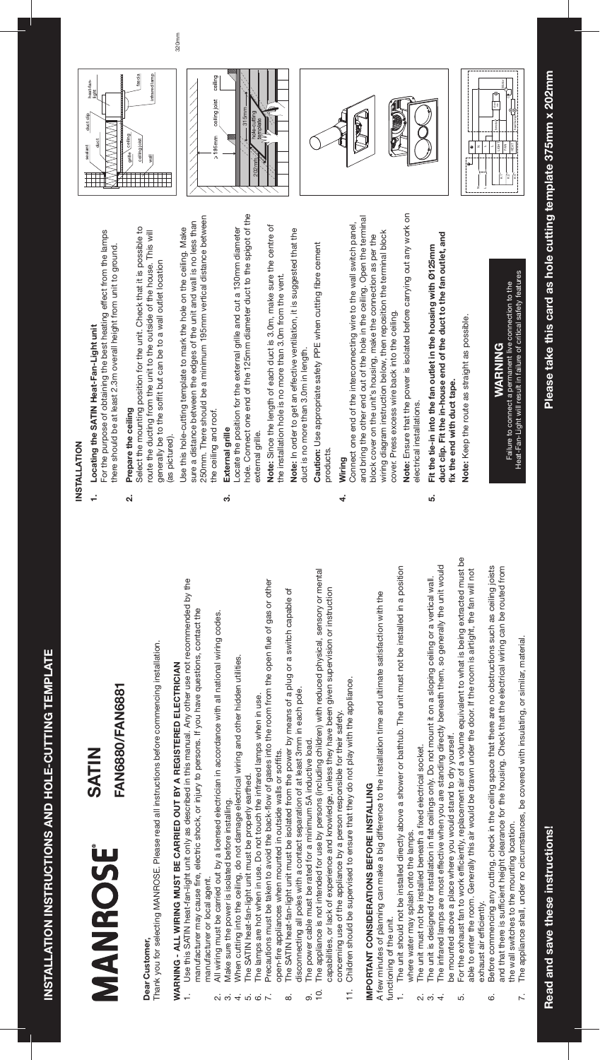# INSTALLATION INSTRUCTIONS AND HOLE-CUTTING TEMPLATE

**MANROSE®**

## SATIN
## FAN6880/FAN6881

**Dear Customer,**
Thank you for selecting MANROSE. Please read all instructions before commencing installation.

### WARNING - ALL WIRING MUST BE CARRIED OUT BY A REGISTERED ELECTRICIAN

1. Use this SATIN heat-fan-light unit only as described in this manual. Any other use not recommended by the manufacturer may cause fire, electric shock, or injury to persons. If you have questions, contact the manufacturer or local agent.
2. All wiring must be carried out by a licensed electrician in accordance with all national wiring codes.
3. Make sure the power is isolated before installing.
4. When cutting into the ceiling, do not damage electrical wiring and other hidden utilities.
5. The SATIN heat-fan-light unit must be properly earthed.
6. The lamps are hot when in use. Do not touch the infrared lamps when in use.
7. Precautions must be taken to avoid the back-flow of gases into the room from the open flue of gas or other open-fire appliances when mounted in outside walls or soffits.
8. The SATIN heat-fan-light unit must be isolated from the power by means of a plug or a switch capable of disconnecting all poles with a contact separation of at least 3mm in each pole.
9. The power cable must be rated for a minimum 5A inductive load.
10. The appliance is not intended for use by persons (including children) with reduced physical, sensory or mental capabilities, or lack of experience and knowledge, unless they have been given supervision or instruction concerning use of the appliance by a person responsible for their safety.
11. Children should be supervised to ensure that they do not play with the appliance.

### IMPORTANT CONSIDERATIONS BEFORE INSTALLING

A few minutes of planning can make a big difference to the installation time and ultimate satisfaction with the functioning of the unit.

1. The unit should not be installed directly above a shower or bathtub. The unit must not be installed in a position where water may splash onto the lamps.
2. The unit must not be installed beneath a fixed electrical socket.
3. The unit is designed for installation in flat ceilings only. Do not mount it on a sloping ceiling or a vertical wall.
4. The infrared lamps are most effective when you are standing directly beneath them, so generally the unit would be mounted above a place where you would stand to dry yourself.
5. For the exhaust fan to work efficiently, replacement air of a volume equivalent to what is being extracted must be able to enter the room. Generally this air would be drawn under the door. If the room is airtight, the fan will not exhaust air efficiently.
6. Before commencing any cutting, check in the ceiling space that there are no obstructions such as ceiling joists and that there is sufficient height clearance for the housing. Check that the electrical wiring can be routed from the wall switches to the mounting location.
7. The appliance shall, under no circumstances, be covered with insulating, or similar, material.

**Read and save these instructions!**

### INSTALLATION

1. **Locating the SATIN Heat-Fan-Light unit**
   For the purpose of obtaining the best heating effect from the lamps there should be at least 2.3m overall height from unit to ground.

2. **Prepare the ceiling**
   Select the mounting position for the unit. Check that it is possible to route the ducting from the unit to the outside of the house. This will generally be to the soffit but can be to a wall outlet location (as pictured).

   Use this hole-cutting template to mark the hole on the ceiling. Make sure a distance between the edges of the unit and wall is no less than 250mm. There should be a minimum 195mm vertical distance between the ceiling and roof.

3. **External grille**
   Locate the position for the external grille and cut a 130mm diameter hole. Connect one end of the 125mm diameter duct to the spigot of the external grille.

   **Note:** Since the length of each duct is 3.0m, make sure the centre of the installation hole is no more than 3.0m from the vent.

   **Note:** In order to get an effective ventilation, it is suggested that the duct is no more than 3.0m in length.

   **Caution:** Use appropriate safety PPE when cutting fibre cement products.

4. **Wiring**
   Connect one end of the interconnecting wire to the wall switch panel, and bring the other end out of the hole in the ceiling. Open the terminal block cover on the unit's housing, make the connection as per the wiring diagram instruction below, then reposition the terminal block cover. Press excess wire back into the ceiling.

   **Note:** Ensure that the power is isolated before carrying out any work on electrical installations.

5. **Fit the tie-in into the fan outlet in the housing with Ø125mm duct clip. Fit the in-house end of the duct to the fan outlet, and fix the end with duct tape.**

   **Note:** Keep the route as straight as possible.

sealant
duct
duct clip
heat-fan-light
grille
ceiling
ceiling joist
wall
fascia
infrared lamp

>195mm
ceiling joist
ceiling
315mm
hole-cutting template
202mm

**WARNING**
Failure to connect a permanent live connection to the Heat-Fan-Light will result in failure of critical safety features

320mm

**Please take this card as hole cutting template 375mm x 202mm**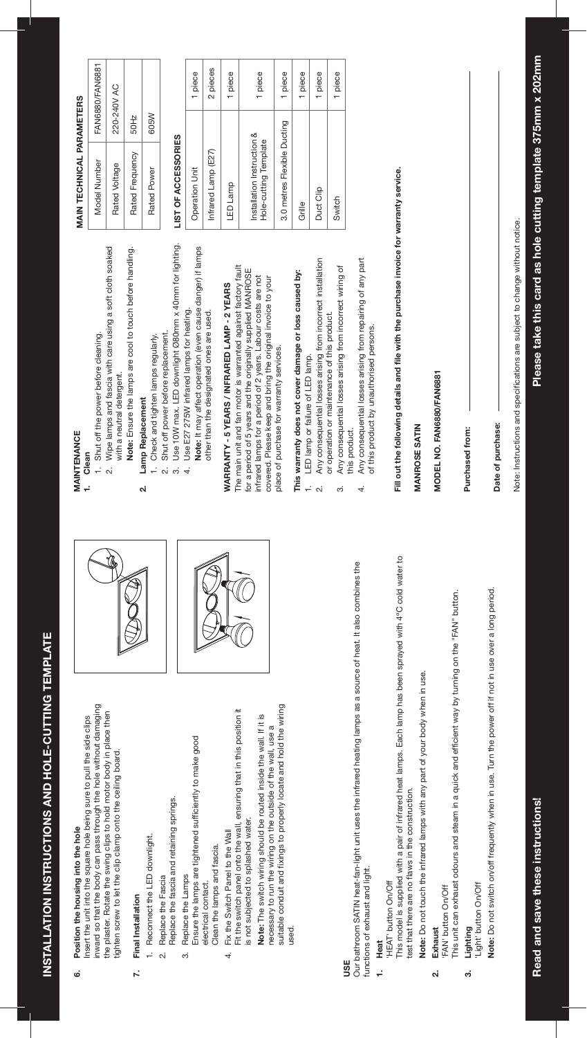# INSTALLATION INSTRUCTIONS AND HOLE-CUTTING TEMPLATE

**6. Position the housing into the hole**

Insert the unit into the square hole being sure to pull the side clips inward so that the body can pass through the hole without damaging the plaster. Rotate the swing clips to hold motor body in place then tighten screw to let the clip clamp onto the ceiling board.

**7. Final Installation**

1. Reconnect the LED downlight.
2. Replace the Fascia
   Replace the fascia and retaining springs.
3. Replace the Lamps
   Ensure the lamps are tightened sufficiently to make good electrical contact.
   Clean the lamps and fascia.
4. Fix the Switch Panel to the Wall
   Fit the switch panel onto the wall, ensuring that in this position it is not subjected to splashed water.

   **Note:** The switch wiring should be routed inside the wall. If it is necessary to run the wiring on the outside of the wall, use a suitable conduit and fixings to properly locate and hold the wiring used.

## USE

Our bathroom SATIN heat-fan-light unit uses the infrared heating lamps as a source of heat. It also combines the functions of exhaust and light.

**1. Heat**

'HEAT' button On/Off

This model is supplied with a pair of infrared heat lamps. Each lamp has been sprayed with 4°C cold water to test that there are no flaws in the construction.

**Note:** Do not touch the infrared lamps with any part of your body when in use.

**2. Exhaust**

'FAN' button On/Off

This unit can exhaust odours and steam in a quick and efficient way by turning on the "FAN" button.

**3. Lighting**

'Light' button On/Off

**Note:** Do not switch on/off frequently when in use. Turn the power off if not in use over a long period.

## MAINTENANCE

**1. Clean**

1. Shut off the power before cleaning.
2. Wipe lamps and fascia with care using a soft cloth soaked with a neutral detergent.

   **Note:** Ensure the lamps are cool to touch before handling.

**2. Lamp Replacement**

1. Check and tighten lamps regularly.
2. Shut off power before replacement.
3. Use 10W max. LED downlight Ø80mm x 40mm for lighting.
4. Use E27 275W infrared lamps for heating.

   **Note:** It may affect operation (even cause danger) if lamps other than the designated ones are used.

## WARRANTY - 5 YEARS / INFRARED LAMP - 2 YEARS

The main unit and fan motor is warranted against factory fault for a period of 5 years and the originally supplied MANROSE infrared lamps for a period of 2 years. Labour costs are not covered. Please keep and bring the original invoice to your place of purchase for warranty services.

**This warranty does not cover damage or loss caused by:**

1. LED lamp or failure of LED lamp.
2. Any consequential losses arising from incorrect installation or operation or maintenance of this product.
3. Any consequential losses arising from incorrect wiring of this product.
4. Any consequential losses arising from repairing of any part of this product by unauthorised persons.

## MAIN TECHNICAL PARAMETERS

| | |
|---|---|
| Model Number | FAN6880/FAN6881 |
| Rated Voltage | 220-240V AC |
| Rated Frequency | 50Hz |
| Rated Power | 605W |

## LIST OF ACCESSORIES

| | |
|---|---|
| Operation Unit | 1 piece |
| Infrared Lamp (E27) | 2 pieces |
| LED Lamp | 1 piece |
| Installation Instruction & Hole-cutting Template | 1 piece |
| 3.0 metres Flexible Ducting | 1 piece |
| Grille | 1 piece |
| Duct Clip | 1 piece |
| Switch | 1 piece |

**Fill out the following details and file with the purchase invoice for warranty service.**

**MANROSE SATIN**

**MODEL NO. FAN6880/FAN6881**

**Purchased from:** ______________________

**Date of purchase:** ______________________

Note: Instructions and specifications are subject to change without notice.

**Read and save these instructions!**

**Please take this card as hole cutting template 375mm x 202mm**